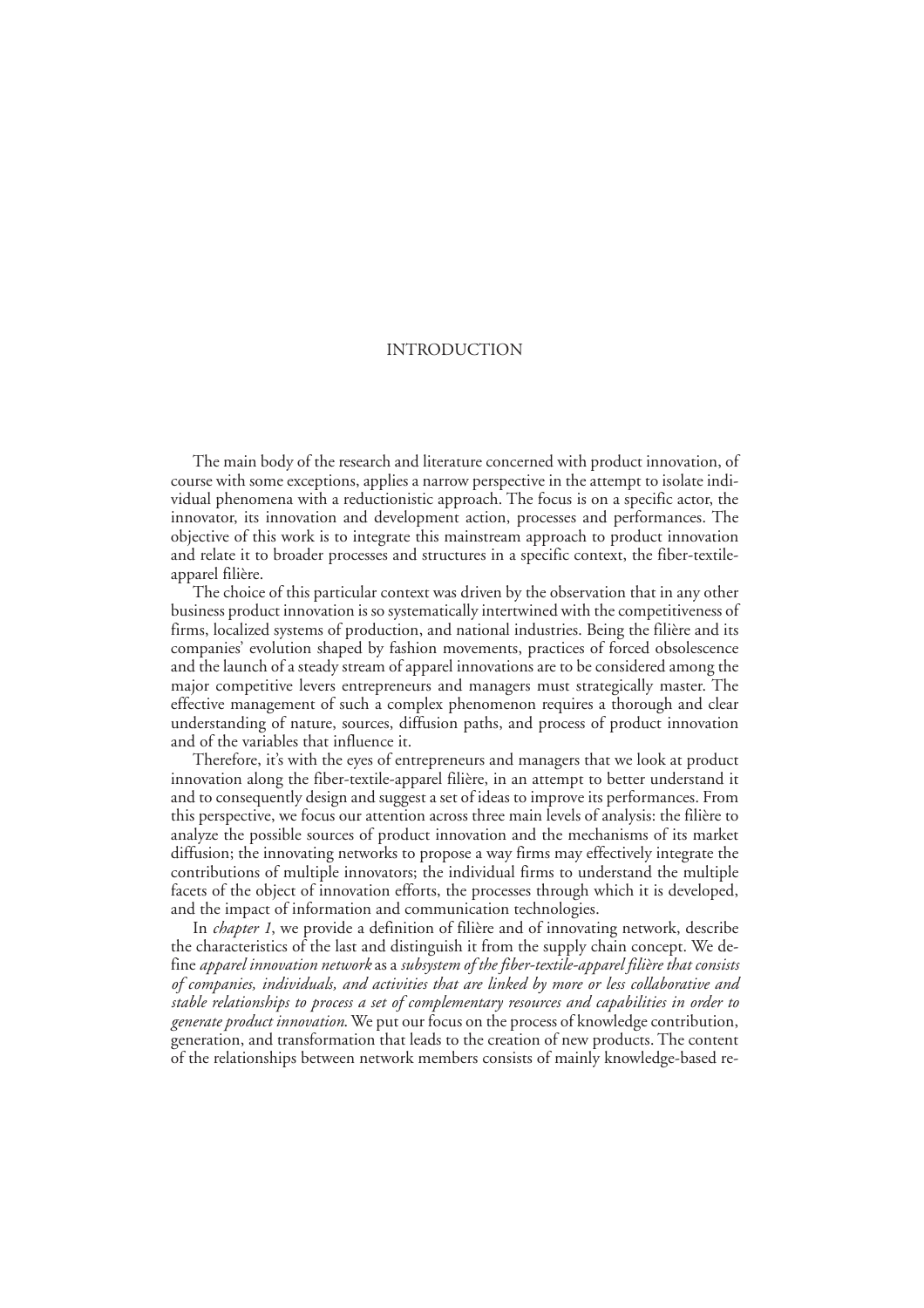# INTRODUCTION

The main body of the research and literature concerned with product innovation, of course with some exceptions, applies a narrow perspective in the attempt to isolate individual phenomena with a reductionistic approach. The focus is on a specific actor, the innovator, its innovation and development action, processes and performances. The objective of this work is to integrate this mainstream approach to product innovation and relate it to broader processes and structures in a specific context, the fiber-textile-apparel filière.

The choice of this particular context was driven by the observation that in any other business product innovation is so systematically intertwined with the competitiveness of firms, localized systems of production, and national industries. Being the filière and its companies' evolution shaped by fashion movements, practices of forced obsolescence and the launch of a steady stream of apparel innovations are to be considered among the major competitive levers entrepreneurs and managers must strategically master. The effective management of such a complex phenomenon requires a thorough and clear understanding of nature, sources, diffusion paths, and process of product innovation and of the variables that influence it.

Therefore, it's with the eyes of entrepreneurs and managers that we look at product innovation along the fiber-textile-apparel filière, in an attempt to better understand it and to consequently design and suggest a set of ideas to improve its performances. From this perspective, we focus our attention across three main levels of analysis: the filière to analyze the possible sources of product innovation and the mechanisms of its market diffusion; the innovating networks to propose a way firms may effectively integrate the contributions of multiple innovators; the individual firms to understand the multiple facets of the object of innovation efforts, the processes through which it is developed, and the impact of information and communication technologies.

In *chapter 1*, we provide a definition of filière and of innovating network, describe the characteristics of the last and distinguish it from the supply chain concept. We define *apparel innovation network* as a *subsystem of the fiber-textile-apparel filière that consists of companies, individuals, and activities that are linked by more or less collaborative and stable relationships to process a set of complementary resources and capabilities in order to generate product innovation*. We put our focus on the process of knowledge contribution, generation, and transformation that leads to the creation of new products. The content of the relationships between network members consists of mainly knowledge-based re-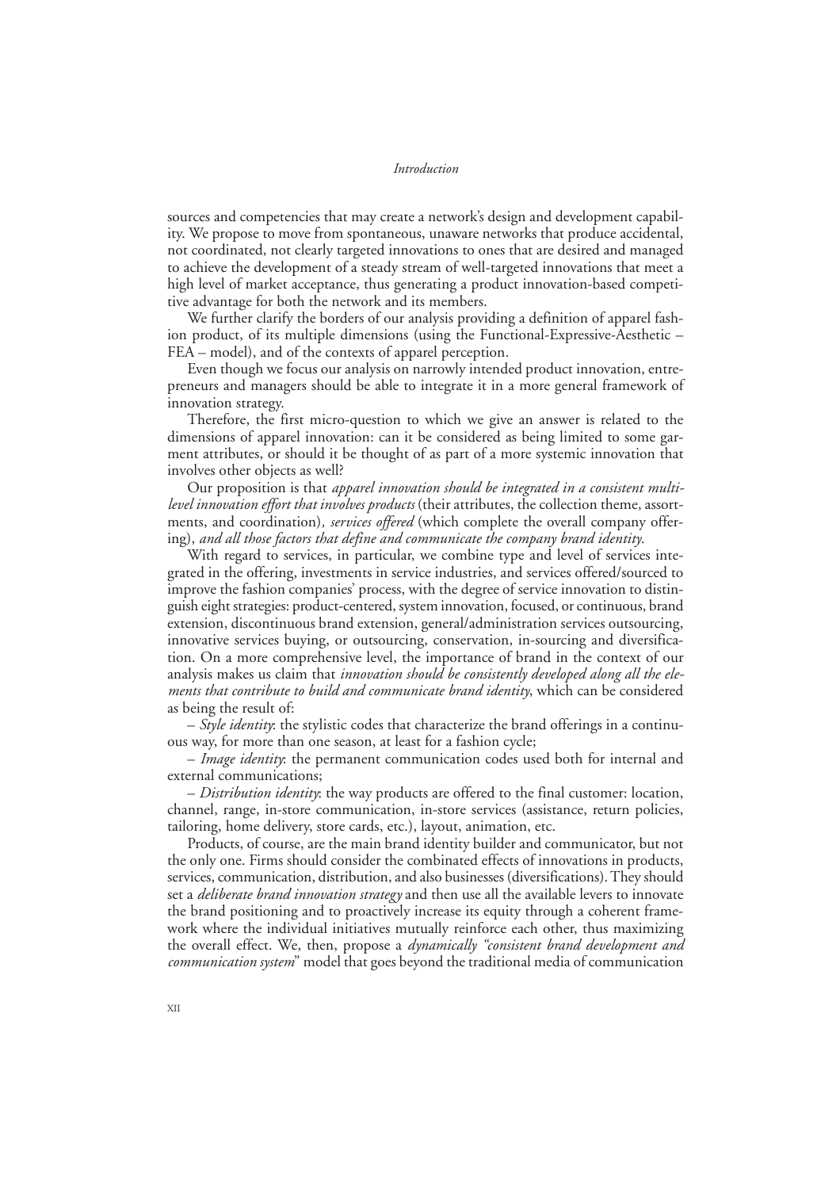sources and competencies that may create a network's design and development capability. We propose to move from spontaneous, unaware networks that produce accidental, not coordinated, not clearly targeted innovations to ones that are desired and managed to achieve the development of a steady stream of well-targeted innovations that meet a high level of market acceptance, thus generating a product innovation-based competitive advantage for both the network and its members.

We further clarify the borders of our analysis providing a definition of apparel fashion product, of its multiple dimensions (using the Functional-Expressive-Aesthetic – FEA – model), and of the contexts of apparel perception.

Even though we focus our analysis on narrowly intended product innovation, entrepreneurs and managers should be able to integrate it in a more general framework of innovation strategy.

Therefore, the first micro-question to which we give an answer is related to the dimensions of apparel innovation: can it be considered as being limited to some garment attributes, or should it be thought of as part of a more systemic innovation that involves other objects as well?

Our proposition is that *apparel innovation should be integrated in a consistent multi-level innovation effort that involves products* (their attributes, the collection theme, assortments, and coordination)*, services offered* (which complete the overall company offering), *and all those factors that define and communicate the company brand identity*.

With regard to services, in particular, we combine type and level of services integrated in the offering, investments in service industries, and services offered/sourced to improve the fashion companies' process, with the degree of service innovation to distinguish eight strategies: product-centered, system innovation, focused, or continuous, brand extension, discontinuous brand extension, general/administration services outsourcing, innovative services buying, or outsourcing, conservation, in-sourcing and diversification. On a more comprehensive level, the importance of brand in the context of our analysis makes us claim that *innovation should be consistently developed along all the elements that contribute to build and communicate brand identity*, which can be considered as being the result of:

– *Style identity*: the stylistic codes that characterize the brand offerings in a continuous way, for more than one season, at least for a fashion cycle;

– *Image identity*: the permanent communication codes used both for internal and external communications;

– *Distribution identity*: the way products are offered to the final customer: location, channel, range, in-store communication, in-store services (assistance, return policies, tailoring, home delivery, store cards, etc.), layout, animation, etc.

Products, of course, are the main brand identity builder and communicator, but not the only one. Firms should consider the combinated effects of innovations in products, services, communication, distribution, and also businesses (diversifications). They should set a *deliberate brand innovation strategy* and then use all the available levers to innovate the brand positioning and to proactively increase its equity through a coherent framework where the individual initiatives mutually reinforce each other, thus maximizing the overall effect. We, then, propose a *dynamically "consistent brand development and communication system*" model that goes beyond the traditional media of communication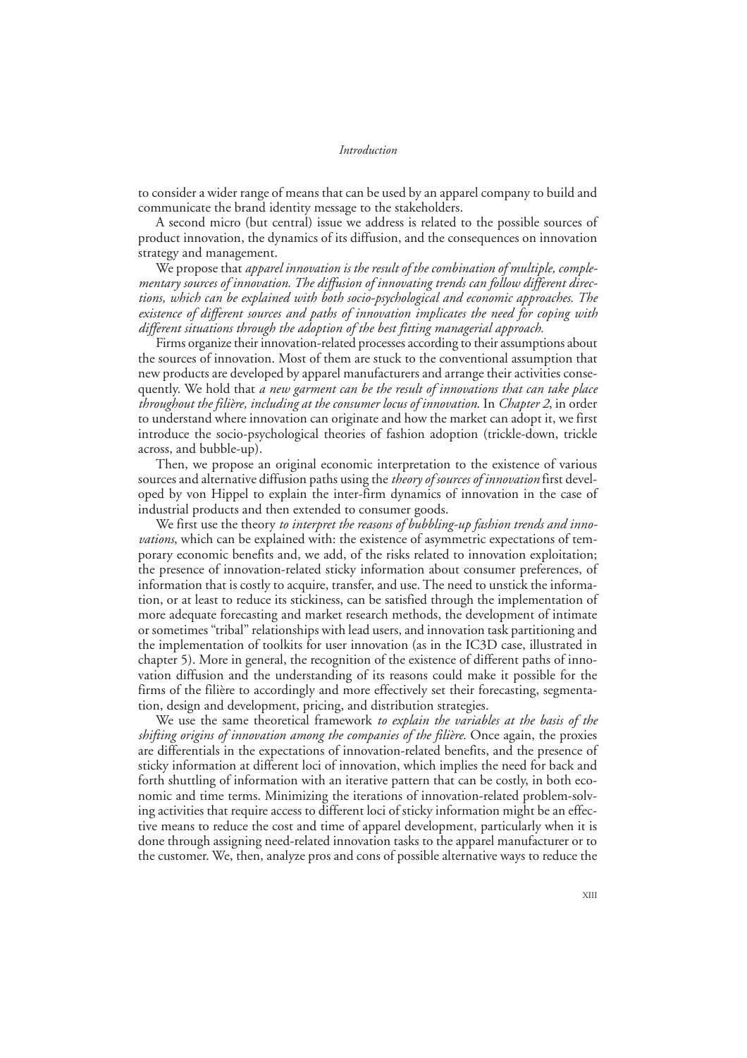to consider a wider range of means that can be used by an apparel company to build and communicate the brand identity message to the stakeholders.

A second micro (but central) issue we address is related to the possible sources of product innovation, the dynamics of its diffusion, and the consequences on innovation strategy and management.

We propose that *apparel innovation is the result of the combination of multiple, complementary sources of innovation. The diffusion of innovating trends can follow different directions, which can be explained with both socio-psychological and economic approaches. The existence of different sources and paths of innovation implicates the need for coping with different situations through the adoption of the best fitting managerial approach.*

Firms organize their innovation-related processes according to their assumptions about the sources of innovation. Most of them are stuck to the conventional assumption that new products are developed by apparel manufacturers and arrange their activities consequently. We hold that *a new garment can be the result of innovations that can take place throughout the filière, including at the consumer locus of innovation*. In *Chapter 2*, in order to understand where innovation can originate and how the market can adopt it, we first introduce the socio-psychological theories of fashion adoption (trickle-down, trickle across, and bubble-up).

Then, we propose an original economic interpretation to the existence of various sources and alternative diffusion paths using the *theory of sources of innovation* first developed by von Hippel to explain the inter-firm dynamics of innovation in the case of industrial products and then extended to consumer goods.

We first use the theory *to interpret the reasons of bubbling-up fashion trends and innovations*, which can be explained with: the existence of asymmetric expectations of temporary economic benefits and, we add, of the risks related to innovation exploitation; the presence of innovation-related sticky information about consumer preferences, of information that is costly to acquire, transfer, and use. The need to unstick the information, or at least to reduce its stickiness, can be satisfied through the implementation of more adequate forecasting and market research methods, the development of intimate or sometimes "tribal" relationships with lead users, and innovation task partitioning and the implementation of toolkits for user innovation (as in the IC3D case, illustrated in chapter 5). More in general, the recognition of the existence of different paths of innovation diffusion and the understanding of its reasons could make it possible for the firms of the filière to accordingly and more effectively set their forecasting, segmentation, design and development, pricing, and distribution strategies.

We use the same theoretical framework *to explain the variables at the basis of the shifting origins of innovation among the companies of the filière*. Once again, the proxies are differentials in the expectations of innovation-related benefits, and the presence of sticky information at different loci of innovation, which implies the need for back and forth shuttling of information with an iterative pattern that can be costly, in both economic and time terms. Minimizing the iterations of innovation-related problem-solving activities that require access to different loci of sticky information might be an effective means to reduce the cost and time of apparel development, particularly when it is done through assigning need-related innovation tasks to the apparel manufacturer or to the customer. We, then, analyze pros and cons of possible alternative ways to reduce the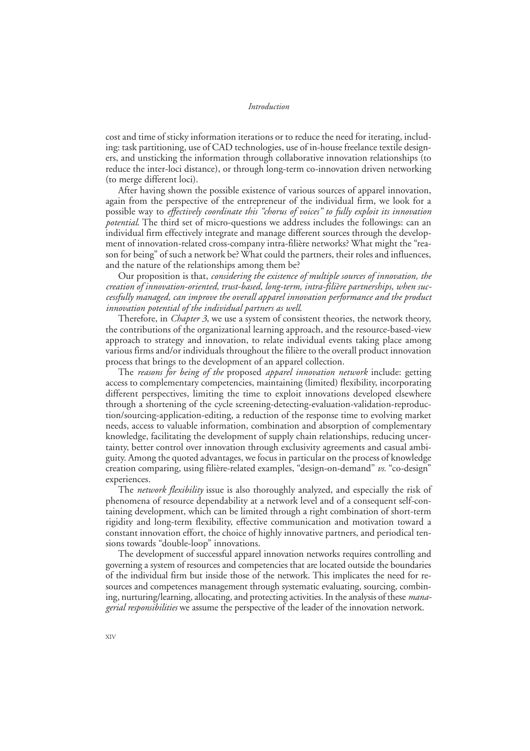cost and time of sticky information iterations or to reduce the need for iterating, including: task partitioning, use of CAD technologies, use of in-house freelance textile designers, and unsticking the information through collaborative innovation relationships (to reduce the inter-loci distance), or through long-term co-innovation driven networking (to merge different loci).

After having shown the possible existence of various sources of apparel innovation, again from the perspective of the entrepreneur of the individual firm, we look for a possible way to *effectively coordinate this "chorus of voices" to fully exploit its innovation potential*. The third set of micro-questions we address includes the followings: can an individual firm effectively integrate and manage different sources through the development of innovation-related cross-company intra-filière networks? What might the "reason for being" of such a network be? What could the partners, their roles and influences, and the nature of the relationships among them be?

Our proposition is that, *considering the existence of multiple sources of innovation, the creation of innovation-oriented, trust-based, long-term, intra-filière partnerships, when successfully managed, can improve the overall apparel innovation performance and the product innovation potential of the individual partners as well.*

Therefore, in *Chapter 3*, we use a system of consistent theories, the network theory, the contributions of the organizational learning approach, and the resource-based-view approach to strategy and innovation, to relate individual events taking place among various firms and/or individuals throughout the filière to the overall product innovation process that brings to the development of an apparel collection.

The *reasons for being of the* proposed *apparel innovation network* include: getting access to complementary competencies, maintaining (limited) flexibility, incorporating different perspectives, limiting the time to exploit innovations developed elsewhere through a shortening of the cycle screening-detecting-evaluation-validation-reproduction/sourcing-application-editing, a reduction of the response time to evolving market needs, access to valuable information, combination and absorption of complementary knowledge, facilitating the development of supply chain relationships, reducing uncertainty, better control over innovation through exclusivity agreements and casual ambiguity. Among the quoted advantages, we focus in particular on the process of knowledge creation comparing, using filière-related examples, "design-on-demand" *vs.* "co-design" experiences.

The *network flexibility* issue is also thoroughly analyzed, and especially the risk of phenomena of resource dependability at a network level and of a consequent self-containing development, which can be limited through a right combination of short-term rigidity and long-term flexibility, effective communication and motivation toward a constant innovation effort, the choice of highly innovative partners, and periodical tensions towards "double-loop" innovations.

The development of successful apparel innovation networks requires controlling and governing a system of resources and competencies that are located outside the boundaries of the individual firm but inside those of the network. This implicates the need for resources and competences management through systematic evaluating, sourcing, combining, nurturing/learning, allocating, and protecting activities. In the analysis of these *managerial responsibilities* we assume the perspective of the leader of the innovation network.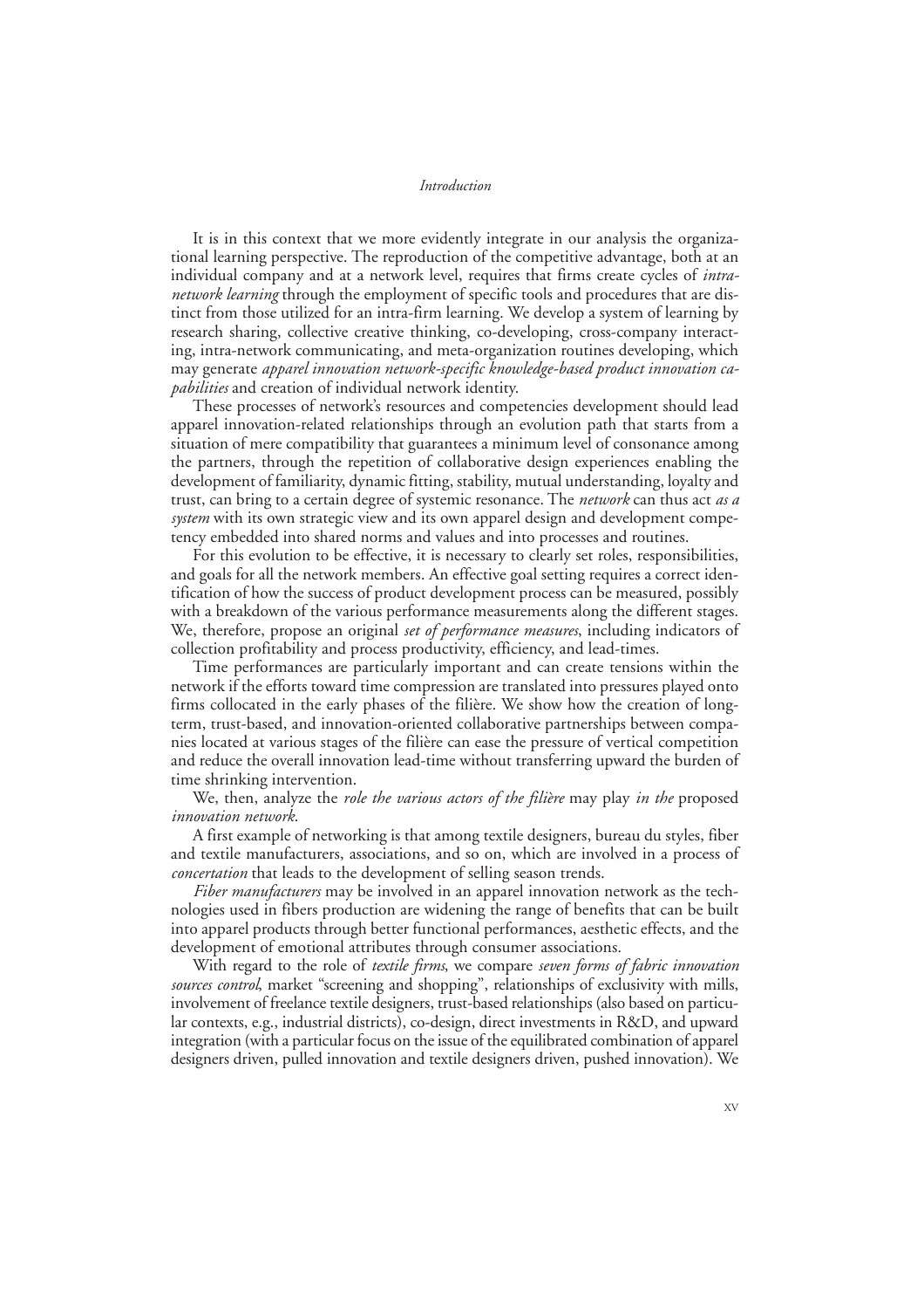It is in this context that we more evidently integrate in our analysis the organizational learning perspective. The reproduction of the competitive advantage, both at an individual company and at a network level, requires that firms create cycles of *intra-network learning* through the employment of specific tools and procedures that are distinct from those utilized for an intra-firm learning. We develop a system of learning by research sharing, collective creative thinking, co-developing, cross-company interacting, intra-network communicating, and meta-organization routines developing, which may generate *apparel innovation network-specific knowledge-based product innovation capabilities* and creation of individual network identity.

These processes of network's resources and competencies development should lead apparel innovation-related relationships through an evolution path that starts from a situation of mere compatibility that guarantees a minimum level of consonance among the partners, through the repetition of collaborative design experiences enabling the development of familiarity, dynamic fitting, stability, mutual understanding, loyalty and trust, can bring to a certain degree of systemic resonance. The *network* can thus act *as a system* with its own strategic view and its own apparel design and development competency embedded into shared norms and values and into processes and routines.

For this evolution to be effective, it is necessary to clearly set roles, responsibilities, and goals for all the network members. An effective goal setting requires a correct identification of how the success of product development process can be measured, possibly with a breakdown of the various performance measurements along the different stages. We, therefore, propose an original *set of performance measures*, including indicators of collection profitability and process productivity, efficiency, and lead-times.

Time performances are particularly important and can create tensions within the network if the efforts toward time compression are translated into pressures played onto firms collocated in the early phases of the filière. We show how the creation of long-term, trust-based, and innovation-oriented collaborative partnerships between companies located at various stages of the filière can ease the pressure of vertical competition and reduce the overall innovation lead-time without transferring upward the burden of time shrinking intervention.

We, then, analyze the *role the various actors of the filière* may play *in the* proposed *innovation network*.

A first example of networking is that among textile designers, bureau du styles, fiber and textile manufacturers, associations, and so on, which are involved in a process of *concertation* that leads to the development of selling season trends.

*Fiber manufacturers* may be involved in an apparel innovation network as the technologies used in fibers production are widening the range of benefits that can be built into apparel products through better functional performances, aesthetic effects, and the development of emotional attributes through consumer associations.

With regard to the role of *textile firms*, we compare *seven forms of fabric innovation sources control*, market "screening and shopping", relationships of exclusivity with mills, involvement of freelance textile designers, trust-based relationships (also based on particular contexts, e.g., industrial districts), co-design, direct investments in R&D, and upward integration (with a particular focus on the issue of the equilibrated combination of apparel designers driven, pulled innovation and textile designers driven, pushed innovation). We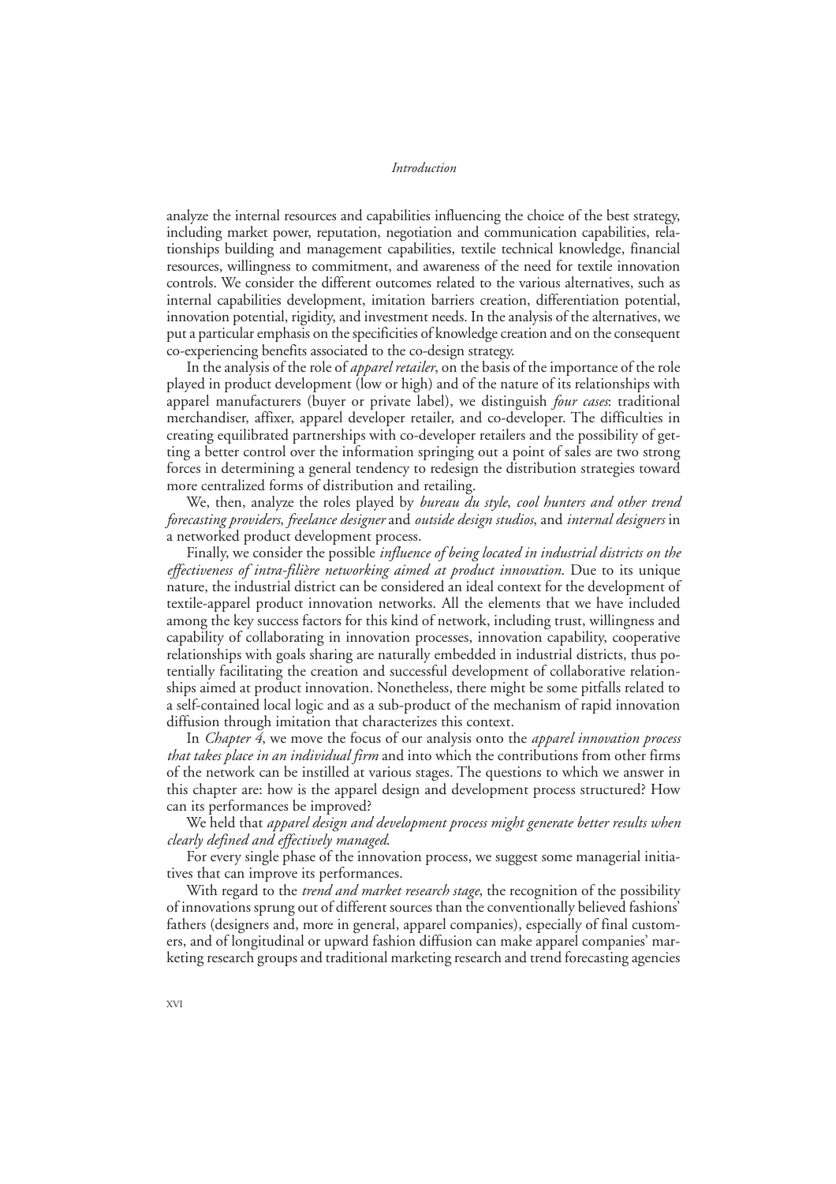analyze the internal resources and capabilities influencing the choice of the best strategy, including market power, reputation, negotiation and communication capabilities, relationships building and management capabilities, textile technical knowledge, financial resources, willingness to commitment, and awareness of the need for textile innovation controls. We consider the different outcomes related to the various alternatives, such as internal capabilities development, imitation barriers creation, differentiation potential, innovation potential, rigidity, and investment needs. In the analysis of the alternatives, we put a particular emphasis on the specificities of knowledge creation and on the consequent co-experiencing benefits associated to the co-design strategy.

In the analysis of the role of *apparel retailer*, on the basis of the importance of the role played in product development (low or high) and of the nature of its relationships with apparel manufacturers (buyer or private label), we distinguish *four cases*: traditional merchandiser, affixer, apparel developer retailer, and co-developer. The difficulties in creating equilibrated partnerships with co-developer retailers and the possibility of getting a better control over the information springing out a point of sales are two strong forces in determining a general tendency to redesign the distribution strategies toward more centralized forms of distribution and retailing.

We, then, analyze the roles played by *bureau du style*, *cool hunters and other trend forecasting providers*, *freelance designer* and *outside design studios*, and *internal designers* in a networked product development process.

Finally, we consider the possible *influence of being located in industrial districts on the effectiveness of intra-filière networking aimed at product innovation*. Due to its unique nature, the industrial district can be considered an ideal context for the development of textile-apparel product innovation networks. All the elements that we have included among the key success factors for this kind of network, including trust, willingness and capability of collaborating in innovation processes, innovation capability, cooperative relationships with goals sharing are naturally embedded in industrial districts, thus potentially facilitating the creation and successful development of collaborative relationships aimed at product innovation. Nonetheless, there might be some pitfalls related to a self-contained local logic and as a sub-product of the mechanism of rapid innovation diffusion through imitation that characterizes this context.

In *Chapter 4*, we move the focus of our analysis onto the *apparel innovation process that takes place in an individual firm* and into which the contributions from other firms of the network can be instilled at various stages. The questions to which we answer in this chapter are: how is the apparel design and development process structured? How can its performances be improved?

We held that *apparel design and development process might generate better results when clearly defined and effectively managed*.

For every single phase of the innovation process, we suggest some managerial initiatives that can improve its performances.

With regard to the *trend and market research stage*, the recognition of the possibility of innovations sprung out of different sources than the conventionally believed fashions' fathers (designers and, more in general, apparel companies), especially of final customers, and of longitudinal or upward fashion diffusion can make apparel companies' marketing research groups and traditional marketing research and trend forecasting agencies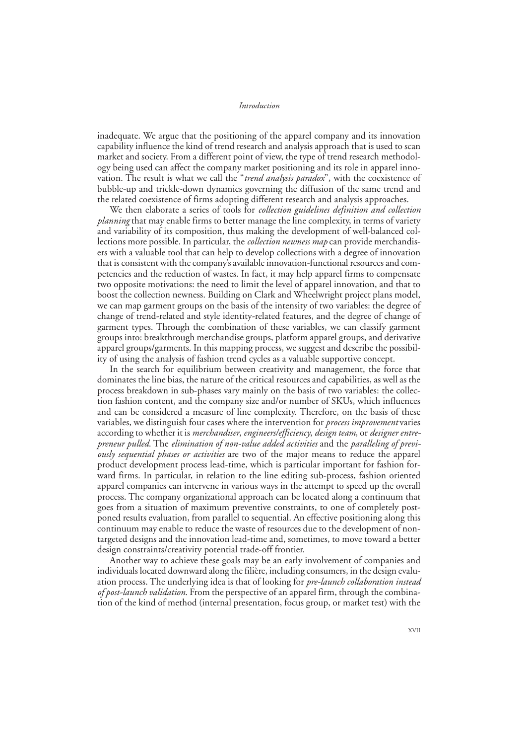inadequate. We argue that the positioning of the apparel company and its innovation capability influence the kind of trend research and analysis approach that is used to scan market and society. From a different point of view, the type of trend research methodology being used can affect the company market positioning and its role in apparel innovation. The result is what we call the "*trend analysis paradox*", with the coexistence of bubble-up and trickle-down dynamics governing the diffusion of the same trend and the related coexistence of firms adopting different research and analysis approaches.

We then elaborate a series of tools for *collection guidelines definition and collection planning* that may enable firms to better manage the line complexity, in terms of variety and variability of its composition, thus making the development of well-balanced collections more possible. In particular, the *collection newness map* can provide merchandisers with a valuable tool that can help to develop collections with a degree of innovation that is consistent with the company's available innovation-functional resources and competencies and the reduction of wastes. In fact, it may help apparel firms to compensate two opposite motivations: the need to limit the level of apparel innovation, and that to boost the collection newness. Building on Clark and Wheelwright project plans model, we can map garment groups on the basis of the intensity of two variables: the degree of change of trend-related and style identity-related features, and the degree of change of garment types. Through the combination of these variables, we can classify garment groups into: breakthrough merchandise groups, platform apparel groups, and derivative apparel groups/garments. In this mapping process, we suggest and describe the possibility of using the analysis of fashion trend cycles as a valuable supportive concept.

In the search for equilibrium between creativity and management, the force that dominates the line bias, the nature of the critical resources and capabilities, as well as the process breakdown in sub-phases vary mainly on the basis of two variables: the collection fashion content, and the company size and/or number of SKUs, which influences and can be considered a measure of line complexity. Therefore, on the basis of these variables, we distinguish four cases where the intervention for *process improvement* varies according to whether it is *merchandiser*, *engineers/efficiency*, *design team*, or *designer entrepreneur pulled*. The *elimination of non-value added activities* and the *paralleling of previously sequential phases or activities* are two of the major means to reduce the apparel product development process lead-time, which is particular important for fashion forward firms. In particular, in relation to the line editing sub-process, fashion oriented apparel companies can intervene in various ways in the attempt to speed up the overall process. The company organizational approach can be located along a continuum that goes from a situation of maximum preventive constraints, to one of completely postponed results evaluation, from parallel to sequential. An effective positioning along this continuum may enable to reduce the waste of resources due to the development of non-targeted designs and the innovation lead-time and, sometimes, to move toward a better design constraints/creativity potential trade-off frontier.

Another way to achieve these goals may be an early involvement of companies and individuals located downward along the filière, including consumers, in the design evaluation process. The underlying idea is that of looking for *pre-launch collaboration instead of post-launch validation*. From the perspective of an apparel firm, through the combination of the kind of method (internal presentation, focus group, or market test) with the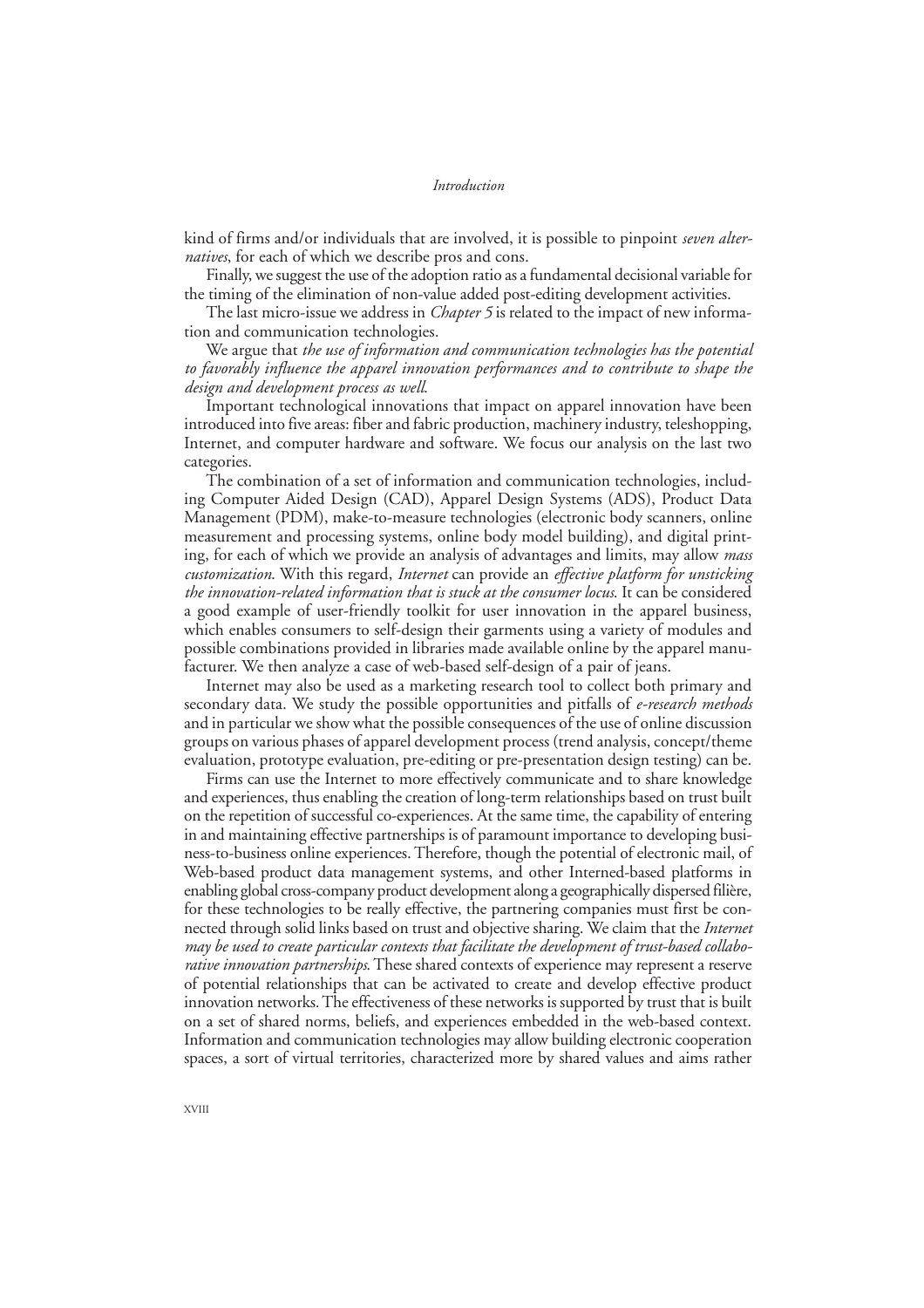kind of firms and/or individuals that are involved, it is possible to pinpoint *seven alternatives*, for each of which we describe pros and cons.

Finally, we suggest the use of the adoption ratio as a fundamental decisional variable for the timing of the elimination of non-value added post-editing development activities.

The last micro-issue we address in *Chapter 5* is related to the impact of new information and communication technologies.

We argue that *the use of information and communication technologies has the potential to favorably influence the apparel innovation performances and to contribute to shape the design and development process as well*.

Important technological innovations that impact on apparel innovation have been introduced into five areas: fiber and fabric production, machinery industry, teleshopping, Internet, and computer hardware and software. We focus our analysis on the last two categories.

The combination of a set of information and communication technologies, including Computer Aided Design (CAD), Apparel Design Systems (ADS), Product Data Management (PDM), make-to-measure technologies (electronic body scanners, online measurement and processing systems, online body model building), and digital printing, for each of which we provide an analysis of advantages and limits, may allow *mass customization*. With this regard, *Internet* can provide an *effective platform for unsticking the innovation-related information that is stuck at the consumer locus*. It can be considered a good example of user-friendly toolkit for user innovation in the apparel business, which enables consumers to self-design their garments using a variety of modules and possible combinations provided in libraries made available online by the apparel manufacturer. We then analyze a case of web-based self-design of a pair of jeans.

Internet may also be used as a marketing research tool to collect both primary and secondary data. We study the possible opportunities and pitfalls of *e-research methods* and in particular we show what the possible consequences of the use of online discussion groups on various phases of apparel development process (trend analysis, concept/theme evaluation, prototype evaluation, pre-editing or pre-presentation design testing) can be.

Firms can use the Internet to more effectively communicate and to share knowledge and experiences, thus enabling the creation of long-term relationships based on trust built on the repetition of successful co-experiences. At the same time, the capability of entering in and maintaining effective partnerships is of paramount importance to developing business-to-business online experiences. Therefore, though the potential of electronic mail, of Web-based product data management systems, and other Interned-based platforms in enabling global cross-company product development along a geographically dispersed filière, for these technologies to be really effective, the partnering companies must first be connected through solid links based on trust and objective sharing. We claim that the *Internet may be used to create particular contexts that facilitate the development of trust-based collaborative innovation partnerships*. These shared contexts of experience may represent a reserve of potential relationships that can be activated to create and develop effective product innovation networks. The effectiveness of these networks is supported by trust that is built on a set of shared norms, beliefs, and experiences embedded in the web-based context. Information and communication technologies may allow building electronic cooperation spaces, a sort of virtual territories, characterized more by shared values and aims rather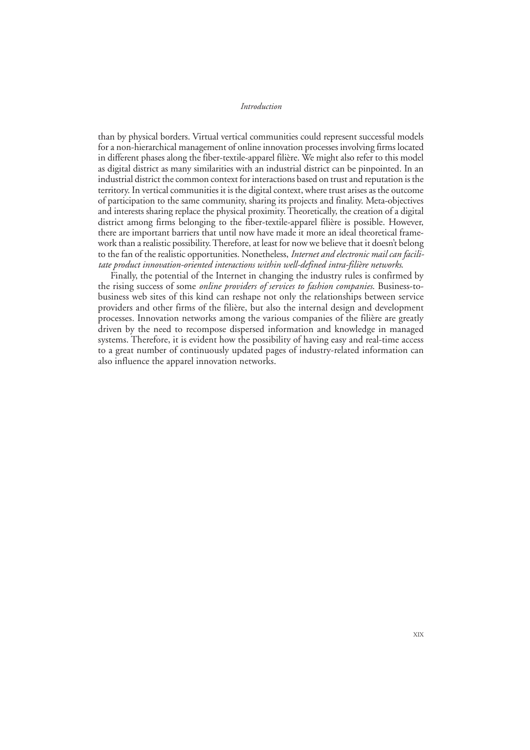than by physical borders. Virtual vertical communities could represent successful models for a non-hierarchical management of online innovation processes involving firms located in different phases along the fiber-textile-apparel filière. We might also refer to this model as digital district as many similarities with an industrial district can be pinpointed. In an industrial district the common context for interactions based on trust and reputation is the territory. In vertical communities it is the digital context, where trust arises as the outcome of participation to the same community, sharing its projects and finality. Meta-objectives and interests sharing replace the physical proximity. Theoretically, the creation of a digital district among firms belonging to the fiber-textile-apparel filière is possible. However, there are important barriers that until now have made it more an ideal theoretical framework than a realistic possibility. Therefore, at least for now we believe that it doesn't belong to the fan of the realistic opportunities. Nonetheless, *Internet and electronic mail can facilitate product innovation-oriented interactions within well-defined intra-filière networks*.

Finally, the potential of the Internet in changing the industry rules is confirmed by the rising success of some *online providers of services to fashion companies*. Business-to-business web sites of this kind can reshape not only the relationships between service providers and other firms of the filière, but also the internal design and development processes. Innovation networks among the various companies of the filière are greatly driven by the need to recompose dispersed information and knowledge in managed systems. Therefore, it is evident how the possibility of having easy and real-time access to a great number of continuously updated pages of industry-related information can also influence the apparel innovation networks.